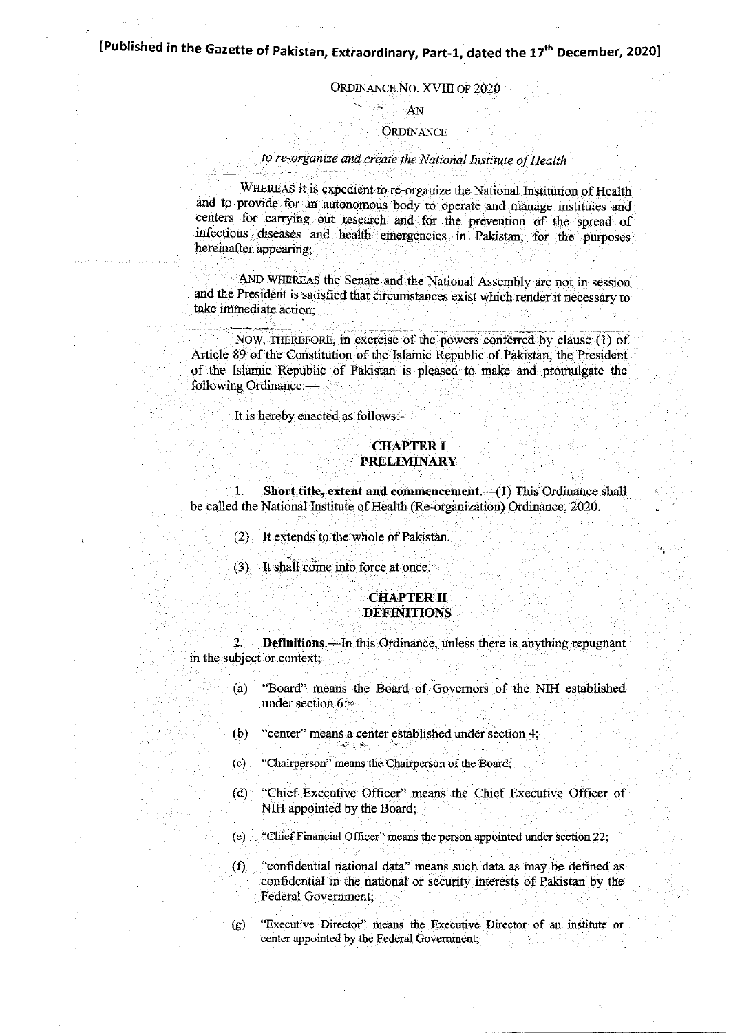[Published in the Gazette of Pakistan, Extraordinary, Part-1, dated the 17th December, 2020]

ORDINANCE NO. XVIII OF 2020

AN

ORDINANCE

*to re-organize and create the National Institute of Health*

WHEREAS it is expedient to re-organize the National Institution of Health and to provide for an autonomous body to operate and manage institutes and centers for carrying out research and for the prevention of the spread of infectious diseases and health emergencies in Pakistan, for the purposes hereinafter appearing;

AND WHEREAS the Senate and the National Assembly are not in session and the President is satisfied that circumstances exist which render it necessary to take immediate action;

NOW, THEREFORE, in exercise of the powers conferred by clause (1) of Article 89 of the Constitution of the Islamic Republic of Pakistan, the President of the Islamic Republic of Pakistan is pleased to make and promulgate the following Ordinance:—

It is hereby enacted as follows:-

## CHAPTER I
## PRELIMINARY

1. **Short title, extent and commencement.**—(1) This Ordinance shall be called the National Institute of Health (Re-organization) Ordinance, 2020.

(2) It extends to the whole of Pakistan.

(3) It shall come into force at once.

## CHAPTER II
## DEFINITIONS

2. **Definitions.**—In this Ordinance, unless there is anything repugnant in the subject or context;

(a) "Board" means the Board of Governors of the NIH established under section 6;

(b) "center" means a center established under section 4;

(c) "Chairperson" means the Chairperson of the Board;

(d) "Chief Executive Officer" means the Chief Executive Officer of NIH appointed by the Board;

(e) "Chief Financial Officer" means the person appointed under section 22;

(f) "confidential national data" means such data as may be defined as confidential in the national or security interests of Pakistan by the Federal Government;

(g) "Executive Director" means the Executive Director of an institute or center appointed by the Federal Government;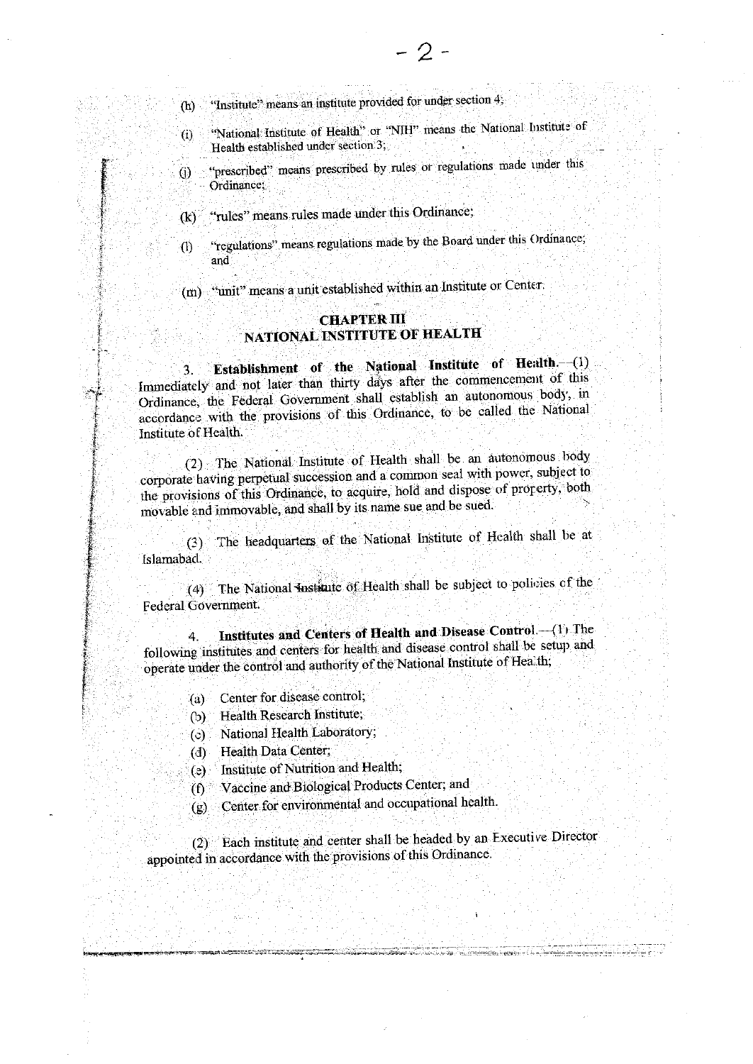(h) "Institute" means an institute provided for under section 4;

(i) "National Institute of Health" or "NIH" means the National Institute of Health established under section 3;

(j) "prescribed" means prescribed by rules or regulations made under this Ordinance;

(k) "rules" means rules made under this Ordinance;

(l) "regulations" means regulations made by the Board under this Ordinance; and

(m) "unit" means a unit established within an Institute or Center.

## CHAPTER III
## NATIONAL INSTITUTE OF HEALTH

3. **Establishment of the National Institute of Health.**—(1) Immediately and not later than thirty days after the commencement of this Ordinance, the Federal Government shall establish an autonomous body, in accordance with the provisions of this Ordinance, to be called the National Institute of Health.

(2) The National Institute of Health shall be an autonomous body corporate having perpetual succession and a common seal with power, subject to the provisions of this Ordinance, to acquire, hold and dispose of property, both movable and immovable, and shall by its name sue and be sued.

(3) The headquarters of the National Institute of Health shall be at Islamabad.

(4) The National Institute of Health shall be subject to policies of the Federal Government.

4. **Institutes and Centers of Health and Disease Control.**—(1) The following institutes and centers for health and disease control shall be setup and operate under the control and authority of the National Institute of Health;

(a) Center for disease control;
(b) Health Research Institute;
(c) National Health Laboratory;
(d) Health Data Center;
(e) Institute of Nutrition and Health;
(f) Vaccine and Biological Products Center; and
(g) Center for environmental and occupational health.

(2) Each institute and center shall be headed by an Executive Director appointed in accordance with the provisions of this Ordinance.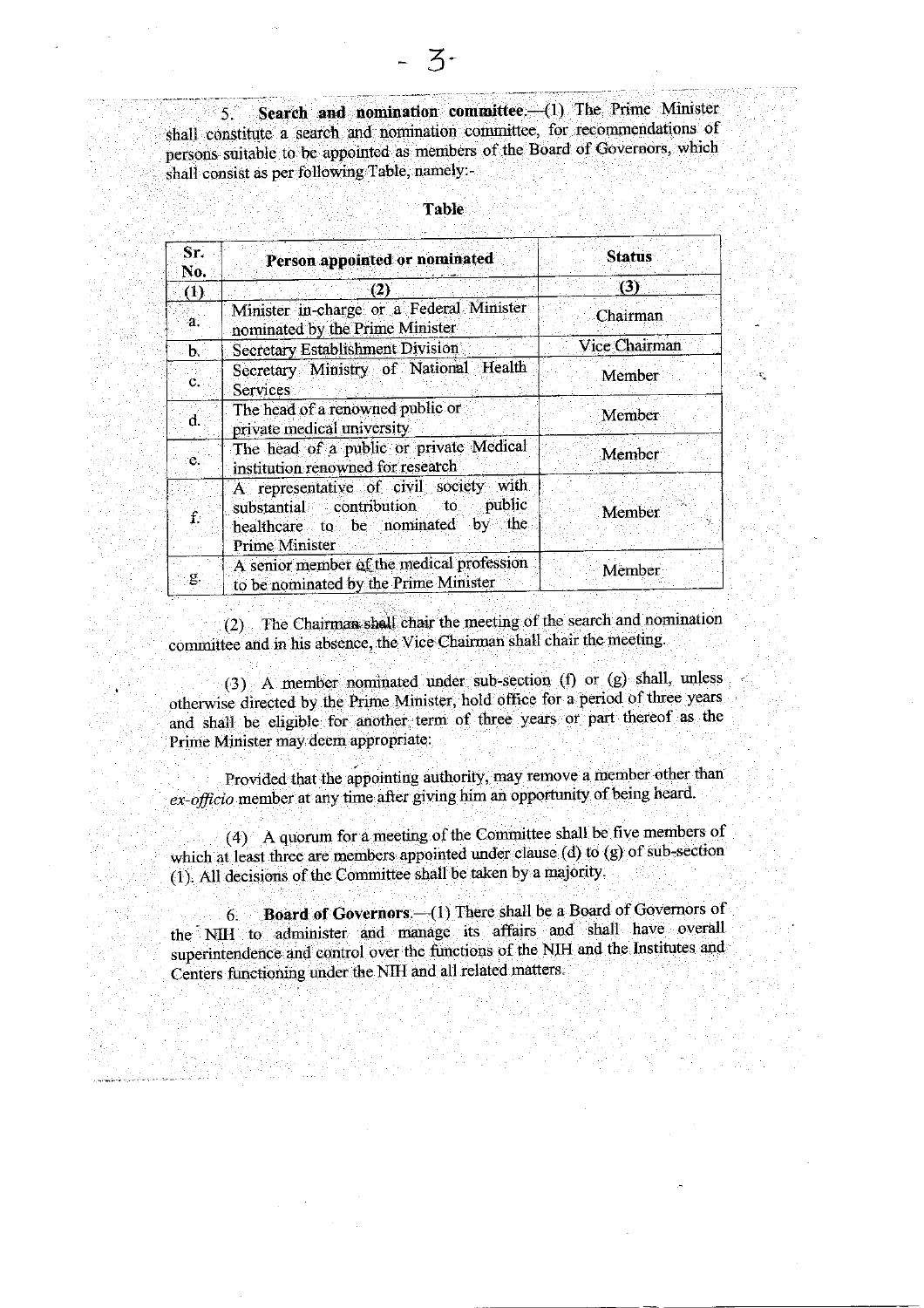5. **Search and nomination committee.**—(1) The Prime Minister shall constitute a search and nomination committee, for recommendations of persons suitable to be appointed as members of the Board of Governors, which shall consist as per following Table, namely:-

**Table**

| Sr. No. | Person appointed or nominated | Status |
|---|---|---|
| (1) | (2) | (3) |
| a. | Minister in-charge or a Federal Minister nominated by the Prime Minister | Chairman |
| b. | Secretary Establishment Division | Vice Chairman |
| c. | Secretary Ministry of National Health Services | Member |
| d. | The head of a renowned public or private medical university | Member |
| e. | The head of a public or private Medical institution renowned for research | Member |
| f. | A representative of civil society with substantial contribution to public healthcare to be nominated by the Prime Minister | Member |
| g. | A senior member of the medical profession to be nominated by the Prime Minister | Member |

(2) The Chairman shall chair the meeting of the search and nomination committee and in his absence, the Vice Chairman shall chair the meeting.

(3) A member nominated under sub-section (f) or (g) shall, unless otherwise directed by the Prime Minister, hold office for a period of three years and shall be eligible for another term of three years or part thereof as the Prime Minister may deem appropriate:

Provided that the appointing authority, may remove a member other than *ex-officio* member at any time after giving him an opportunity of being heard.

(4) A quorum for a meeting of the Committee shall be five members of which at least three are members appointed under clause (d) to (g) of sub-section (1). All decisions of the Committee shall be taken by a majority.

6. **Board of Governors.**—(1) There shall be a Board of Governors of the NIH to administer and manage its affairs and shall have overall superintendence and control over the functions of the NIH and the Institutes and Centers functioning under the NIH and all related matters.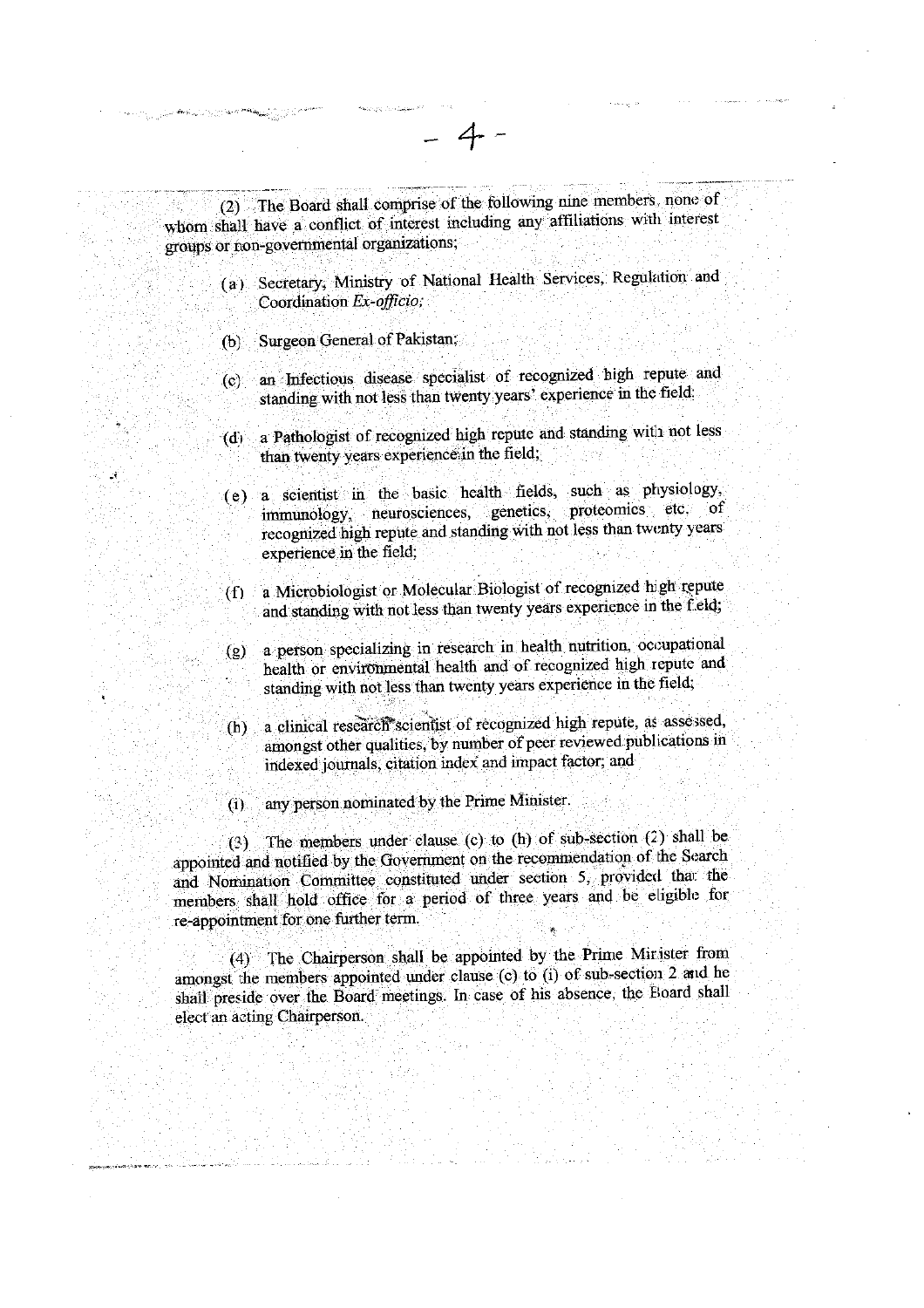(2) The Board shall comprise of the following nine members, none of whom shall have a conflict of interest including any affiliations with interest groups or non-governmental organizations;

(a) Secretary, Ministry of National Health Services, Regulation and Coordination *Ex-officio;*

(b) Surgeon General of Pakistan;

(c) an Infectious disease specialist of recognized high repute and standing with not less than twenty years' experience in the field;

(d) a Pathologist of recognized high repute and standing with not less than twenty years experience in the field;

(e) a scientist in the basic health fields, such as physiology, immunology, neurosciences, genetics, proteomics etc. of recognized high repute and standing with not less than twenty years experience in the field;

(f) a Microbiologist or Molecular Biologist of recognized high repute and standing with not less than twenty years experience in the field;

(g) a person specializing in research in health nutrition, occupational health or environmental health and of recognized high repute and standing with not less than twenty years experience in the field;

(h) a clinical research scientist of recognized high repute, as assessed, amongst other qualities, by number of peer reviewed publications in indexed journals, citation index and impact factor; and

(i) any person nominated by the Prime Minister.

(3) The members under clause (c) to (h) of sub-section (2) shall be appointed and notified by the Government on the recommendation of the Search and Nomination Committee constituted under section 5, provided that the members shall hold office for a period of three years and be eligible for re-appointment for one further term.

(4) The Chairperson shall be appointed by the Prime Minister from amongst the members appointed under clause (c) to (i) of sub-section 2 and he shall preside over the Board meetings. In case of his absence, the Board shall elect an acting Chairperson.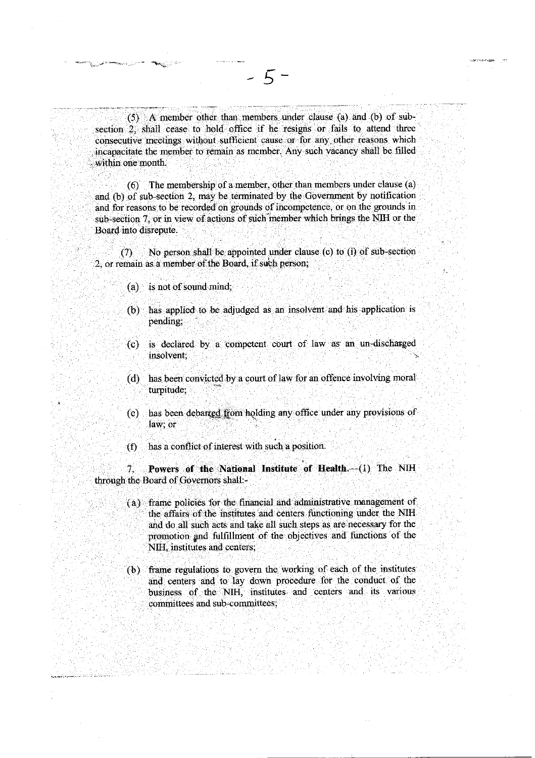(5) A member other than members under clause (a) and (b) of sub-section 2, shall cease to hold office if he resigns or fails to attend three consecutive meetings without sufficient cause or for any other reasons which incapacitate the member to remain as member. Any such vacancy shall be filled within one month.

(6) The membership of a member, other than members under clause (a) and (b) of sub-section 2, may be terminated by the Government by notification and for reasons to be recorded on grounds of incompetence, or on the grounds in sub-section 7, or in view of actions of such member which brings the NIH or the Board into disrepute.

(7) No person shall be appointed under clause (c) to (i) of sub-section 2, or remain as a member of the Board, if such person;

- (a) is not of sound mind;
- (b) has applied to be adjudged as an insolvent and his application is pending;
- (c) is declared by a competent court of law as an un-discharged insolvent;
- (d) has been convicted by a court of law for an offence involving moral turpitude;
- (e) has been debarred from holding any office under any provisions of law; or
- (f) has a conflict of interest with such a position.

7. **Powers of the National Institute of Health.**—(1) The NIH through the Board of Governors shall:-

- (a) frame policies for the financial and administrative management of the affairs of the institutes and centers functioning under the NIH and do all such acts and take all such steps as are necessary for the promotion and fulfillment of the objectives and functions of the NIH, institutes and centers;
- (b) frame regulations to govern the working of each of the institutes and centers and to lay down procedure for the conduct of the business of the NIH, institutes and centers and its various committees and sub-committees;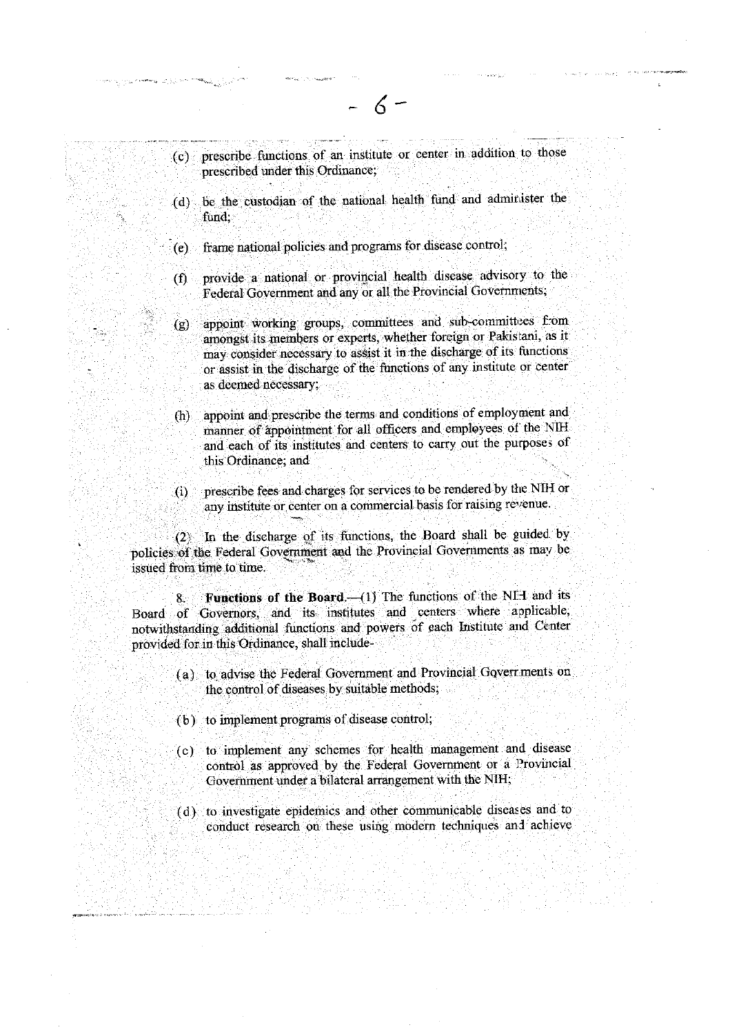(c) prescribe functions of an institute or center in addition to those prescribed under this Ordinance;

(d) be the custodian of the national health fund and administer the fund;

(e) frame national policies and programs for disease control;

(f) provide a national or provincial health disease advisory to the Federal Government and any or all the Provincial Governments;

(g) appoint working groups, committees and sub-committees from amongst its members or experts, whether foreign or Pakistani, as it may consider necessary to assist it in the discharge of its functions or assist in the discharge of the functions of any institute or center as deemed necessary;

(h) appoint and prescribe the terms and conditions of employment and manner of appointment for all officers and employees of the NIH and each of its institutes and centers to carry out the purposes of this Ordinance; and

(i) prescribe fees and charges for services to be rendered by the NIH or any institute or center on a commercial basis for raising revenue.

(2) In the discharge of its functions, the Board shall be guided by policies of the Federal Government and the Provincial Governments as may be issued from time to time.

8. **Functions of the Board.**—(1) The functions of the NIH and its Board of Governors, and its institutes and centers where applicable, notwithstanding additional functions and powers of each Institute and Center provided for in this Ordinance, shall include-

(a) to advise the Federal Government and Provincial Governments on the control of diseases by suitable methods;

(b) to implement programs of disease control;

(c) to implement any schemes for health management and disease control as approved by the Federal Government or a Provincial Government under a bilateral arrangement with the NIH;

(d) to investigate epidemics and other communicable diseases and to conduct research on these using modern techniques and achieve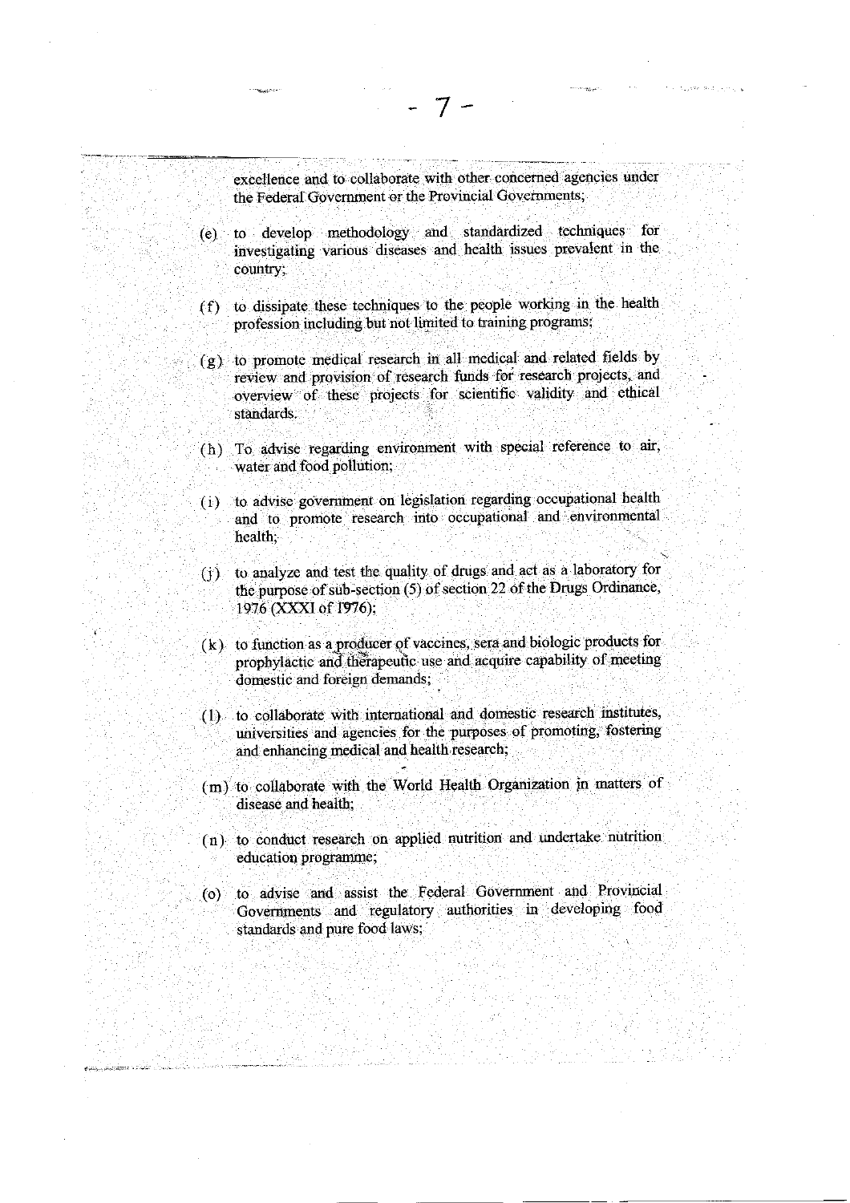excellence and to collaborate with other concerned agencies under the Federal Government or the Provincial Governments;

(e) to develop methodology and standardized techniques for investigating various diseases and health issues prevalent in the country;

(f) to dissipate these techniques to the people working in the health profession including but not limited to training programs;

(g) to promote medical research in all medical and related fields by review and provision of research funds for research projects, and overview of these projects for scientific validity and ethical standards.

(h) To advise regarding environment with special reference to air, water and food pollution;

(i) to advise government on legislation regarding occupational health and to promote research into occupational and environmental health;

(j) to analyze and test the quality of drugs and act as a laboratory for the purpose of sub-section (5) of section 22 of the Drugs Ordinance, 1976 (XXXI of 1976);

(k) to function as a producer of vaccines, sera and biologic products for prophylactic and therapeutic use and acquire capability of meeting domestic and foreign demands;

(l) to collaborate with international and domestic research institutes, universities and agencies for the purposes of promoting, fostering and enhancing medical and health research;

(m) to collaborate with the World Health Organization in matters of disease and health;

(n) to conduct research on applied nutrition and undertake nutrition education programme;

(o) to advise and assist the Federal Government and Provincial Governments and regulatory authorities in developing food standards and pure food laws;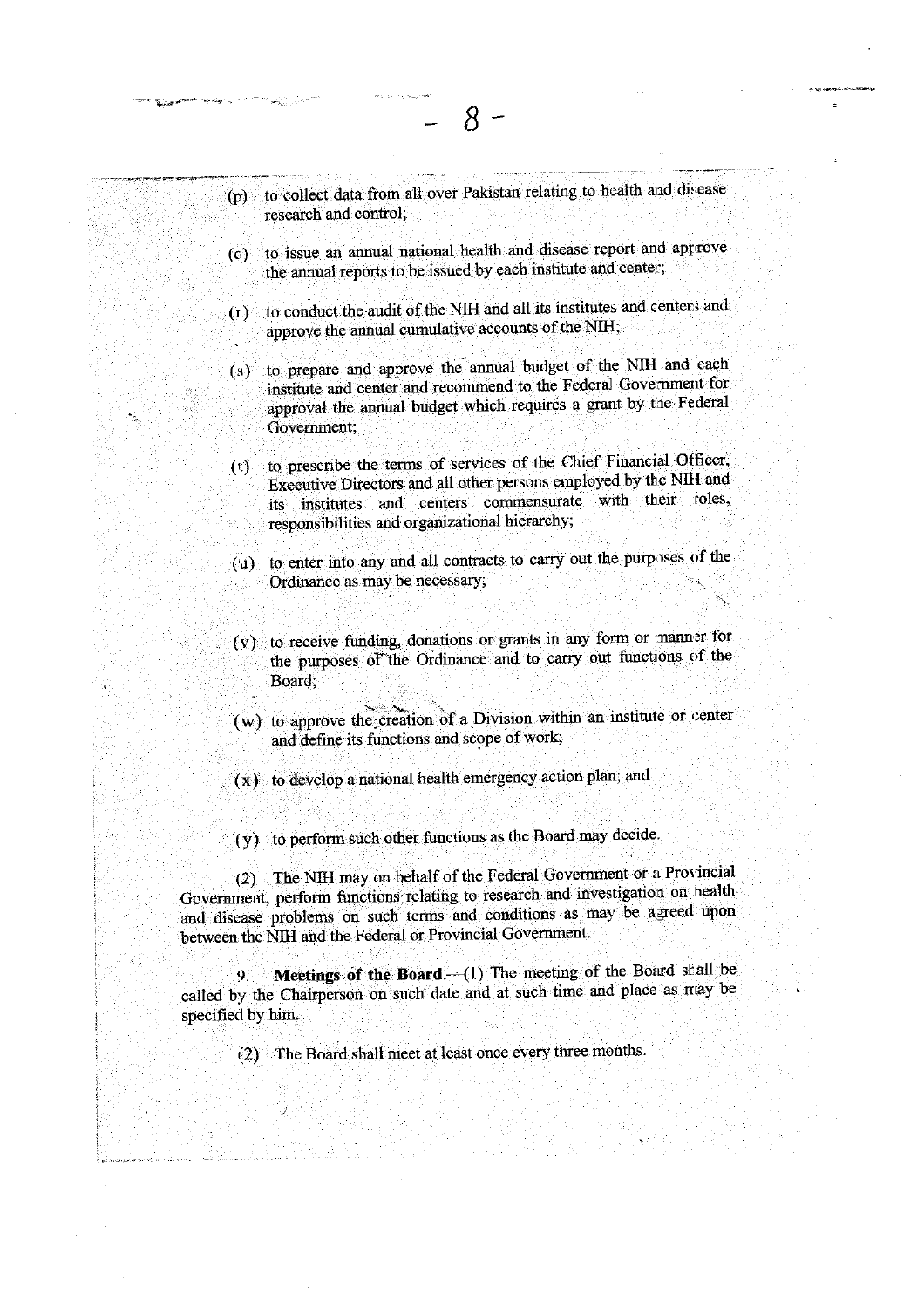(p) to collect data from all over Pakistan relating to health and disease research and control;

(q) to issue an annual national health and disease report and approve the annual reports to be issued by each institute and center;

(r) to conduct the audit of the NIH and all its institutes and centers and approve the annual cumulative accounts of the NIH;

(s) to prepare and approve the annual budget of the NIH and each institute and center and recommend to the Federal Government for approval the annual budget which requires a grant by the Federal Government;

(t) to prescribe the terms of services of the Chief Financial Officer, Executive Directors and all other persons employed by the NIH and its institutes and centers commensurate with their roles, responsibilities and organizational hierarchy;

(u) to enter into any and all contracts to carry out the purposes of the Ordinance as may be necessary;

(v) to receive funding, donations or grants in any form or manner for the purposes of the Ordinance and to carry out functions of the Board;

(w) to approve the creation of a Division within an institute or center and define its functions and scope of work;

(x) to develop a national health emergency action plan; and

(y) to perform such other functions as the Board may decide.

(2) The NIH may on behalf of the Federal Government or a Provincial Government, perform functions relating to research and investigation on health and disease problems on such terms and conditions as may be agreed upon between the NIH and the Federal or Provincial Government.

9. **Meetings of the Board.**—(1) The meeting of the Board shall be called by the Chairperson on such date and at such time and place as may be specified by him.

(2) The Board shall meet at least once every three months.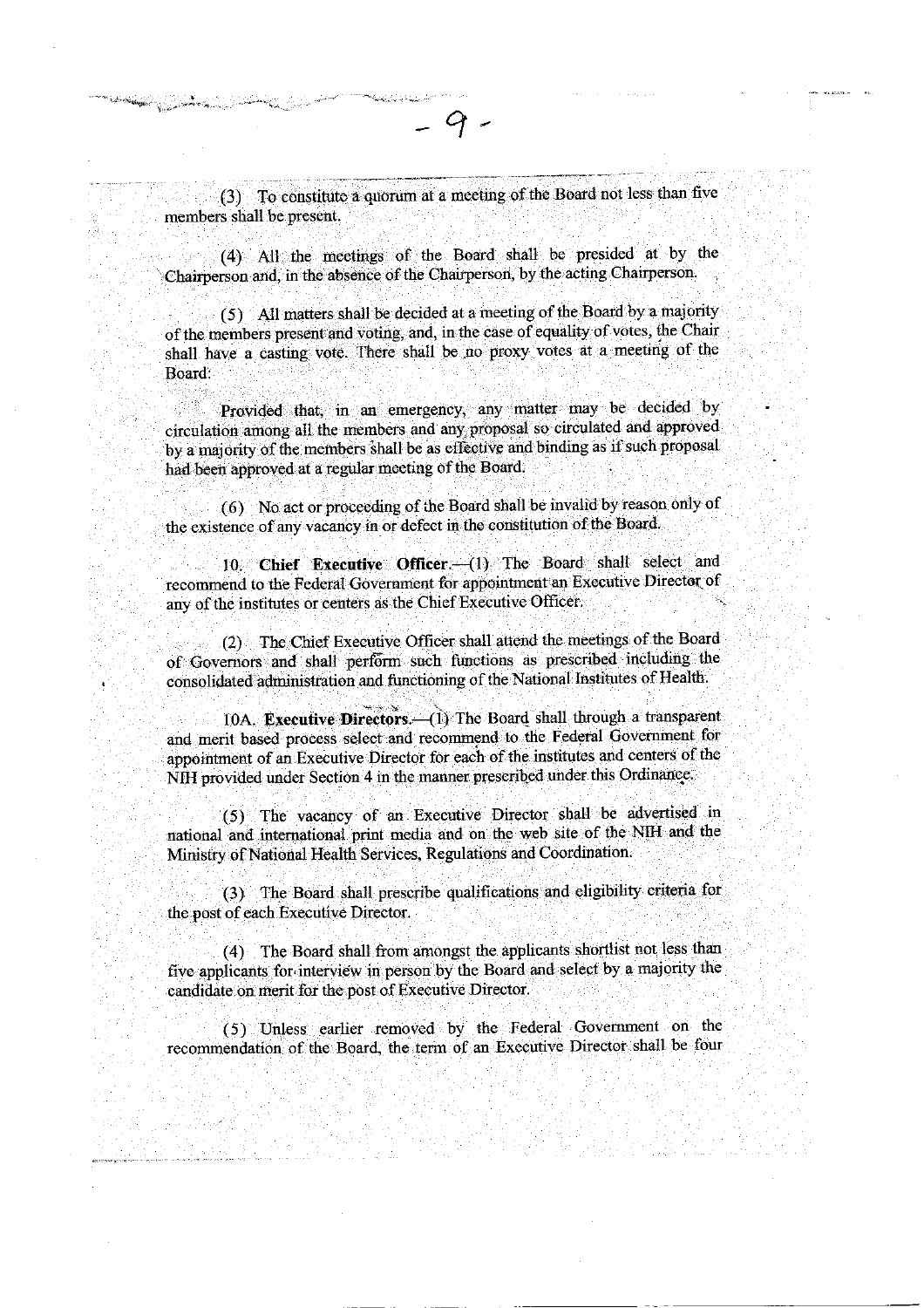(3) To constitute a quorum at a meeting of the Board not less than five members shall be present.

(4) All the meetings of the Board shall be presided at by the Chairperson and, in the absence of the Chairperson, by the acting Chairperson.

(5) All matters shall be decided at a meeting of the Board by a majority of the members present and voting, and, in the case of equality of votes, the Chair shall have a casting vote. There shall be no proxy votes at a meeting of the Board:

Provided that, in an emergency, any matter may be decided by circulation among all the members and any proposal so circulated and approved by a majority of the members shall be as effective and binding as if such proposal had been approved at a regular meeting of the Board.

(6) No act or proceeding of the Board shall be invalid by reason only of the existence of any vacancy in or defect in the constitution of the Board.

10. **Chief Executive Officer.**—(1) The Board shall select and recommend to the Federal Government for appointment an Executive Director of any of the institutes or centers as the Chief Executive Officer.

(2) The Chief Executive Officer shall attend the meetings of the Board of Governors and shall perform such functions as prescribed including the consolidated administration and functioning of the National Institutes of Health.

10A. **Executive Directors.**—(1) The Board shall through a transparent and merit based process select and recommend to the Federal Government for appointment of an Executive Director for each of the institutes and centers of the NIH provided under Section 4 in the manner prescribed under this Ordinance.

(5) The vacancy of an Executive Director shall be advertised in national and international print media and on the web site of the NIH and the Ministry of National Health Services, Regulations and Coordination.

(3) The Board shall prescribe qualifications and eligibility criteria for the post of each Executive Director.

(4) The Board shall from amongst the applicants shortlist not less than five applicants for interview in person by the Board and select by a majority the candidate on merit for the post of Executive Director.

(5) Unless earlier removed by the Federal Government on the recommendation of the Board, the term of an Executive Director shall be four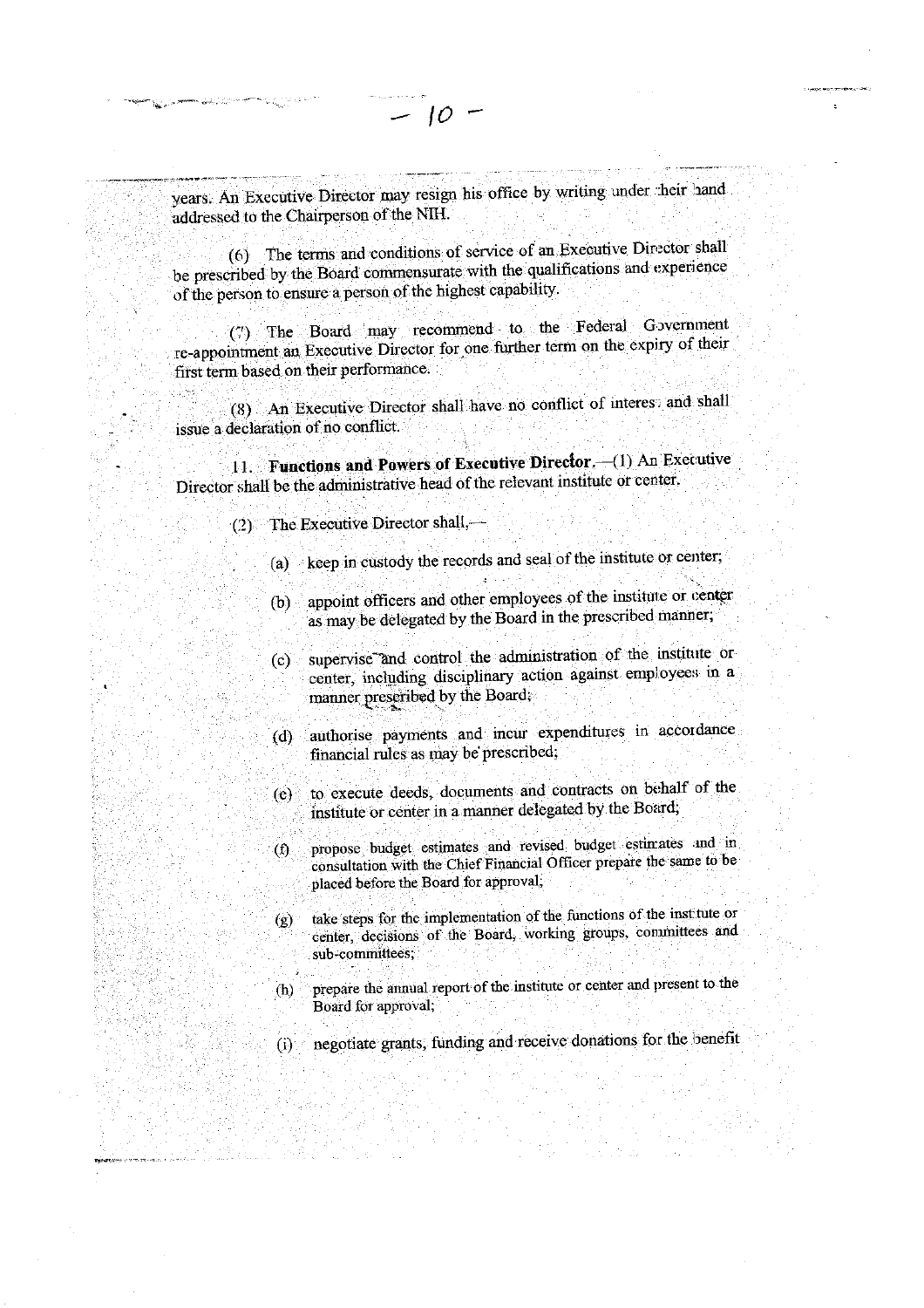years. An Executive Director may resign his office by writing under their hand addressed to the Chairperson of the NIH.

(6) The terms and conditions of service of an Executive Director shall be prescribed by the Board commensurate with the qualifications and experience of the person to ensure a person of the highest capability.

(7) The Board may recommend to the Federal Government re-appointment an Executive Director for one further term on the expiry of their first term based on their performance.

(8) An Executive Director shall have no conflict of interest and shall issue a declaration of no conflict.

11. **Functions and Powers of Executive Director.**—(1) An Executive Director shall be the administrative head of the relevant institute or center.

(2) The Executive Director shall,—

(a) keep in custody the records and seal of the institute or center;

(b) appoint officers and other employees of the institute or center as may be delegated by the Board in the prescribed manner;

(c) supervise and control the administration of the institute or center, including disciplinary action against employees in a manner prescribed by the Board;

(d) authorise payments and incur expenditures in accordance financial rules as may be prescribed;

(e) to execute deeds, documents and contracts on behalf of the institute or center in a manner delegated by the Board;

(f) propose budget estimates and revised budget estimates and in consultation with the Chief Financial Officer prepare the same to be placed before the Board for approval;

(g) take steps for the implementation of the functions of the institute or center, decisions of the Board, working groups, committees and sub-committees;

(h) prepare the annual report of the institute or center and present to the Board for approval;

(i) negotiate grants, funding and receive donations for the benefit